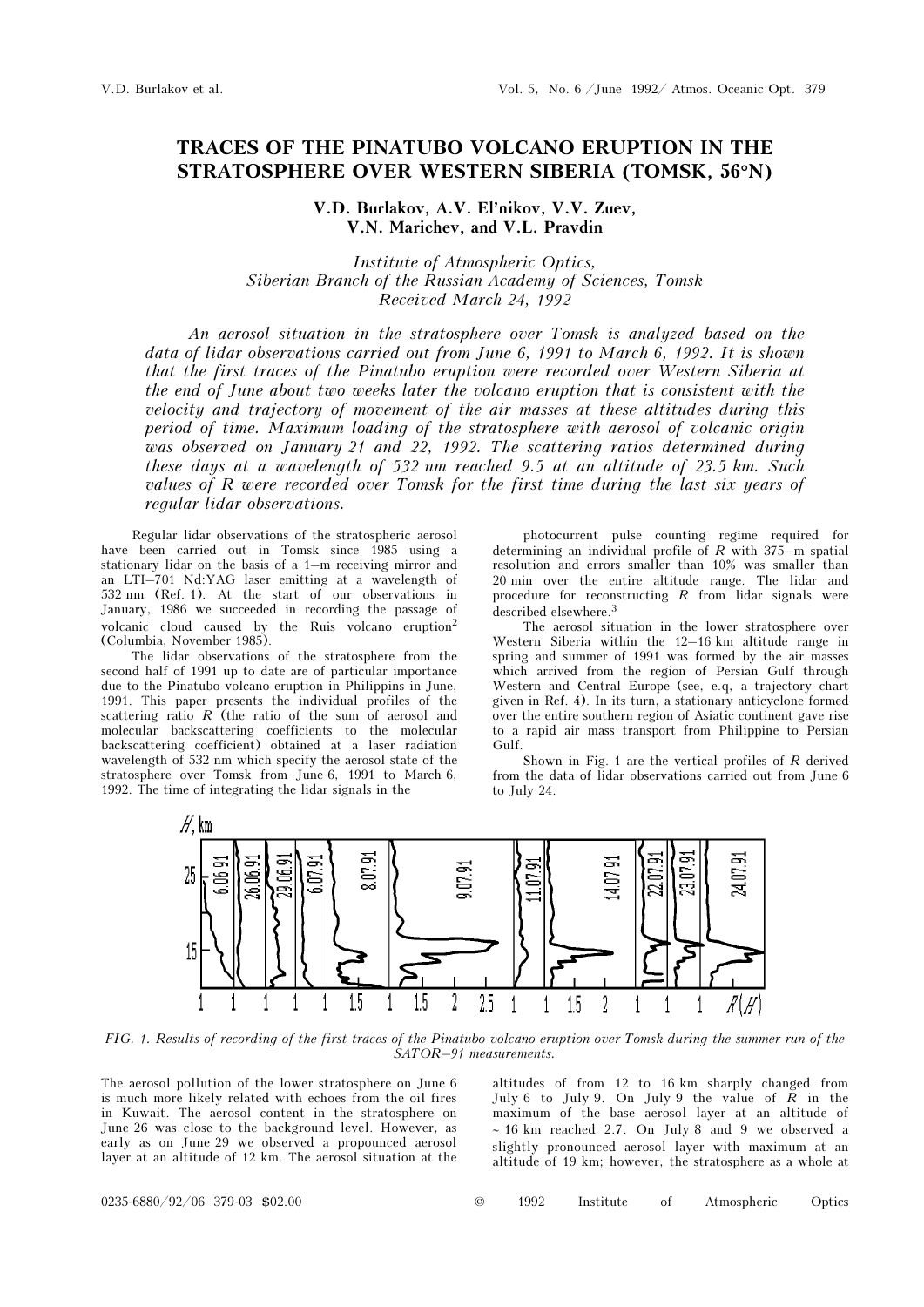# TRACES OF THE PINATUBO VOLCANO ERUPTION IN THE STRATOSPHERE OVER WESTERN SIBERIA (TOMSK, 56°N)

**V.D. Burlakov, A.V. El'nikov, V.V. Zuev, V.N. Marichev, and V.L. Pravdin**

*Institute of Atmospheric Optics, Siberian Branch of the Russian Academy of Sciences, Tomsk*
*Received March 24, 1992*

*An aerosol situation in the stratosphere over Tomsk is analyzed based on the data of lidar observations carried out from June 6, 1991 to March 6, 1992. It is shown that the first traces of the Pinatubo eruption were recorded over Western Siberia at the end of June about two weeks later the volcano eruption that is consistent with the velocity and trajectory of movement of the air masses at these altitudes during this period of time. Maximum loading of the stratosphere with aerosol of volcanic origin was observed on January 21 and 22, 1992. The scattering ratios determined during these days at a wavelength of 532 nm reached 9.5 at an altitude of 23.5 km. Such values of R were recorded over Tomsk for the first time during the last six years of regular lidar observations.*

Regular lidar observations of the stratospheric aerosol have been carried out in Tomsk since 1985 using a stationary lidar on the basis of a 1–m receiving mirror and an LTI–701 Nd:YAG laser emitting at a wavelength of 532 nm (Ref. 1). At the start of our observations in January, 1986 we succeeded in recording the passage of volcanic cloud caused by the Ruis volcano eruption[2] (Columbia, November 1985).

The lidar observations of the stratosphere from the second half of 1991 up to date are of particular importance due to the Pinatubo volcano eruption in Philippins in June, 1991. This paper presents the individual profiles of the scattering ratio $R$ (the ratio of the sum of aerosol and molecular backscattering coefficients to the molecular backscattering coefficient) obtained at a laser radiation wavelength of 532 nm which specify the aerosol state of the stratosphere over Tomsk from June 6, 1991 to March 6, 1992. The time of integrating the lidar signals in the photocurrent pulse counting regime required for determining an individual profile of $R$ with 375–m spatial resolution and errors smaller than 10% was smaller than 20 min over the entire altitude range. The lidar and procedure for reconstructing $R$ from lidar signals were described elsewhere.[3]

The aerosol situation in the lower stratosphere over Western Siberia within the 12–16 km altitude range in spring and summer of 1991 was formed by the air masses which arrived from the region of Persian Gulf through Western and Central Europe (see, e.q, a trajectory chart given in Ref. 4). In its turn, a stationary anticyclone formed over the entire southern region of Asiatic continent gave rise to a rapid air mass transport from Philippine to Persian Gulf.

Shown in Fig. 1 are the vertical profiles of $R$ derived from the data of lidar observations carried out from June 6 to July 24.

FIG. 1. *Results of recording of the first traces of the Pinatubo volcano eruption over Tomsk during the summer run of the SATOR–91 measurements.*

The aerosol pollution of the lower stratosphere on June 6 is much more likely related with echoes from the oil fires in Kuwait. The aerosol content in the stratosphere on June 26 was close to the background level. However, as early as on June 29 we observed a propounced aerosol layer at an altitude of 12 km. The aerosol situation at the altitudes of from 12 to 16 km sharply changed from July 6 to July 9. On July 9 the value of $R$ in the maximum of the base aerosol layer at an altitude of ~ 16 km reached 2.7. On July 8 and 9 we observed a slightly pronounced aerosol layer with maximum at an altitude of 19 km; however, the stratosphere as a whole at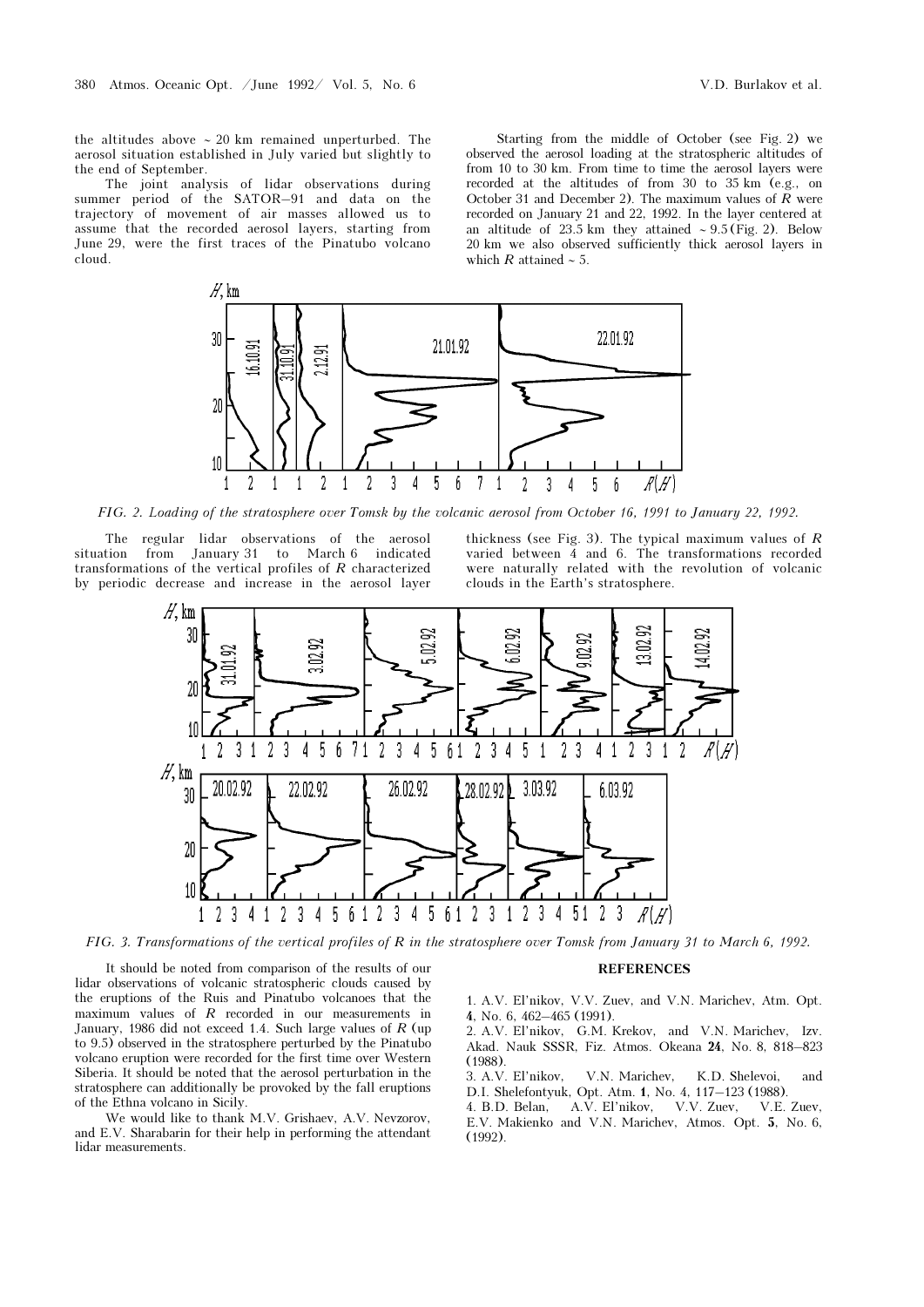the altitudes above ~ 20 km remained unperturbed. The aerosol situation established in July varied but slightly to the end of September.

The joint analysis of lidar observations during summer period of the SATOR–91 and data on the trajectory of movement of air masses allowed us to assume that the recorded aerosol layers, starting from June 29, were the first traces of the Pinatubo volcano cloud.

Starting from the middle of October (see Fig. 2) we observed the aerosol loading at the stratospheric altitudes of from 10 to 30 km. From time to time the aerosol layers were recorded at the altitudes of from 30 to 35 km (e.g., on October 31 and December 2). The maximum values of $R$ were recorded on January 21 and 22, 1992. In the layer centered at an altitude of 23.5 km they attained ~ 9.5 (Fig. 2). Below 20 km we also observed sufficiently thick aerosol layers in which $R$ attained ~ 5.

*H*, km
30
20
10
16.10.91
31.10.91
2.12.91
21.01.92
22.01.92
1 2 1 1 2 1 2 3 4 5 6 7 1 2 3 4 5 6 *R*(*H*)

*FIG. 2. Loading of the stratosphere over Tomsk by the volcanic aerosol from October 16, 1991 to January 22, 1992.*

The regular lidar observations of the aerosol situation from January 31 to March 6 indicated transformations of the vertical profiles of $R$ characterized by periodic decrease and increase in the aerosol layer thickness (see Fig. 3). The typical maximum values of $R$ varied between 4 and 6. The transformations recorded were naturally related with the revolution of volcanic clouds in the Earth's stratosphere.

*H*, km
30
20
10
31.01.92
3.02.92
5.02.92
6.02.92
9.02.92
13.02.92
14.02.92
1 2 3 1 2 3 4 5 6 7 1 2 3 4 5 6 1 2 3 4 5 1 2 3 4 1 2 3 1 2 *R*(*H*)

*H*, km
30
20
10
20.02.92
22.02.92
26.02.92
28.02.92
3.03.92
6.03.92
1 2 3 4 1 2 3 4 5 6 1 2 3 4 5 6 1 2 3 1 2 3 4 5 1 2 3 *R*(*H*)

*FIG. 3. Transformations of the vertical profiles of R in the stratosphere over Tomsk from January 31 to March 6, 1992.*

It should be noted from comparison of the results of our lidar observations of volcanic stratospheric clouds caused by the eruptions of the Ruis and Pinatubo volcanoes that the maximum values of $R$ recorded in our measurements in January, 1986 did not exceed 1.4. Such large values of $R$ (up to 9.5) observed in the stratosphere perturbed by the Pinatubo volcano eruption were recorded for the first time over Western Siberia. It should be noted that the aerosol perturbation in the stratosphere can additionally be provoked by the fall eruptions of the Ethna volcano in Sicily.

We would like to thank M.V. Grishaev, A.V. Nevzorov, and E.V. Sharabarin for their help in performing the attendant lidar measurements.

## REFERENCES

1. A.V. El'nikov, V.V. Zuev, and V.N. Marichev, Atm. Opt. **4**, No. 6, 462–465 (1991).
2. A.V. El'nikov, G.M. Krekov, and V.N. Marichev, Izv. Akad. Nauk SSSR, Fiz. Atmos. Okeana **24**, No. 8, 818–823 (1988).
3. A.V. El'nikov, V.N. Marichev, K.D. Shelevoi, and D.I. Shelefontyuk, Opt. Atm. **1**, No. 4, 117–123 (1988).
4. B.D. Belan, A.V. El'nikov, V.V. Zuev, V.E. Zuev, E.V. Makienko and V.N. Marichev, Atmos. Opt. **5**, No. 6, (1992).